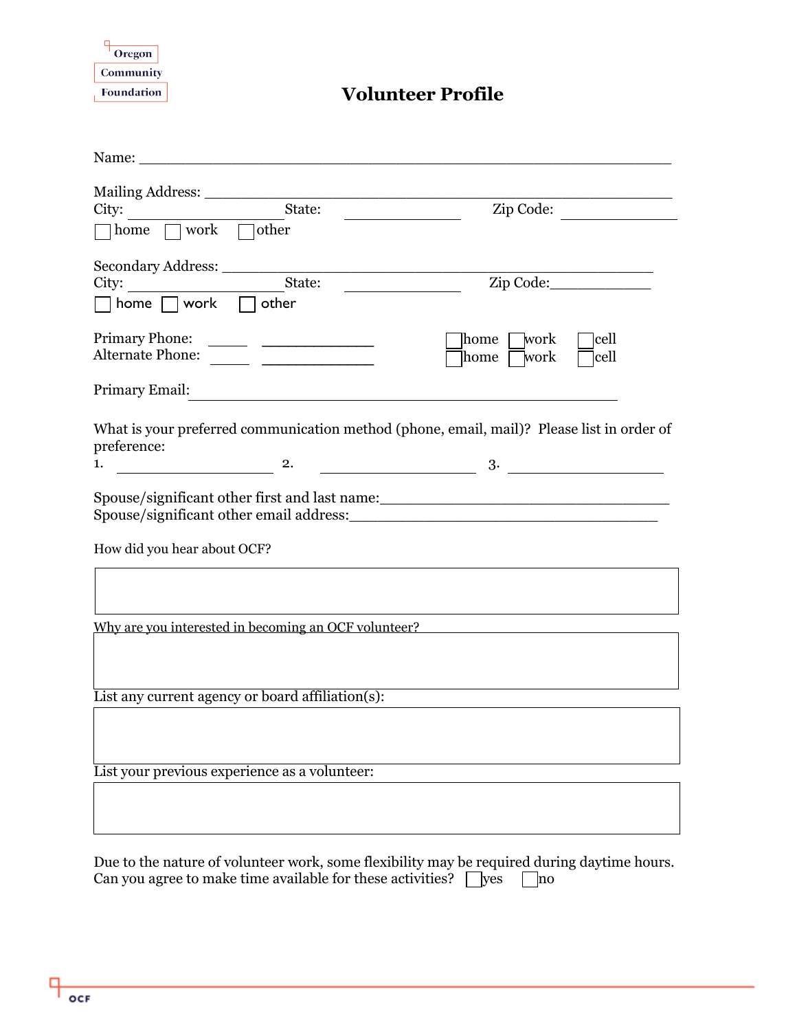Oregon Community Foundation

# Volunteer Profile

Name: ______________________________________________________________

Mailing Address: ______________________________________________________
City: ____________________ State: ______________ Zip Code: ______________
☐ home ☐ work ☐ other

Secondary Address: ____________________________________________________
City: ____________________ State: ______________ Zip Code: ____________
☐ home ☐ work ☐ other

Primary Phone: _____ ______________ ☐ home ☐ work ☐ cell
Alternate Phone: _____ ______________ ☐ home ☐ work ☐ cell

Primary Email: ________________________________________________________

What is your preferred communication method (phone, email, mail)? Please list in order of preference:
1. ____________________ 2. ____________________ 3. ____________________

Spouse/significant other first and last name: ___________________________________
Spouse/significant other email address: _______________________________________

How did you hear about OCF?

Why are you interested in becoming an OCF volunteer?

List any current agency or board affiliation(s):

List your previous experience as a volunteer:

Due to the nature of volunteer work, some flexibility may be required during daytime hours. Can you agree to make time available for these activities? ☐ yes ☐ no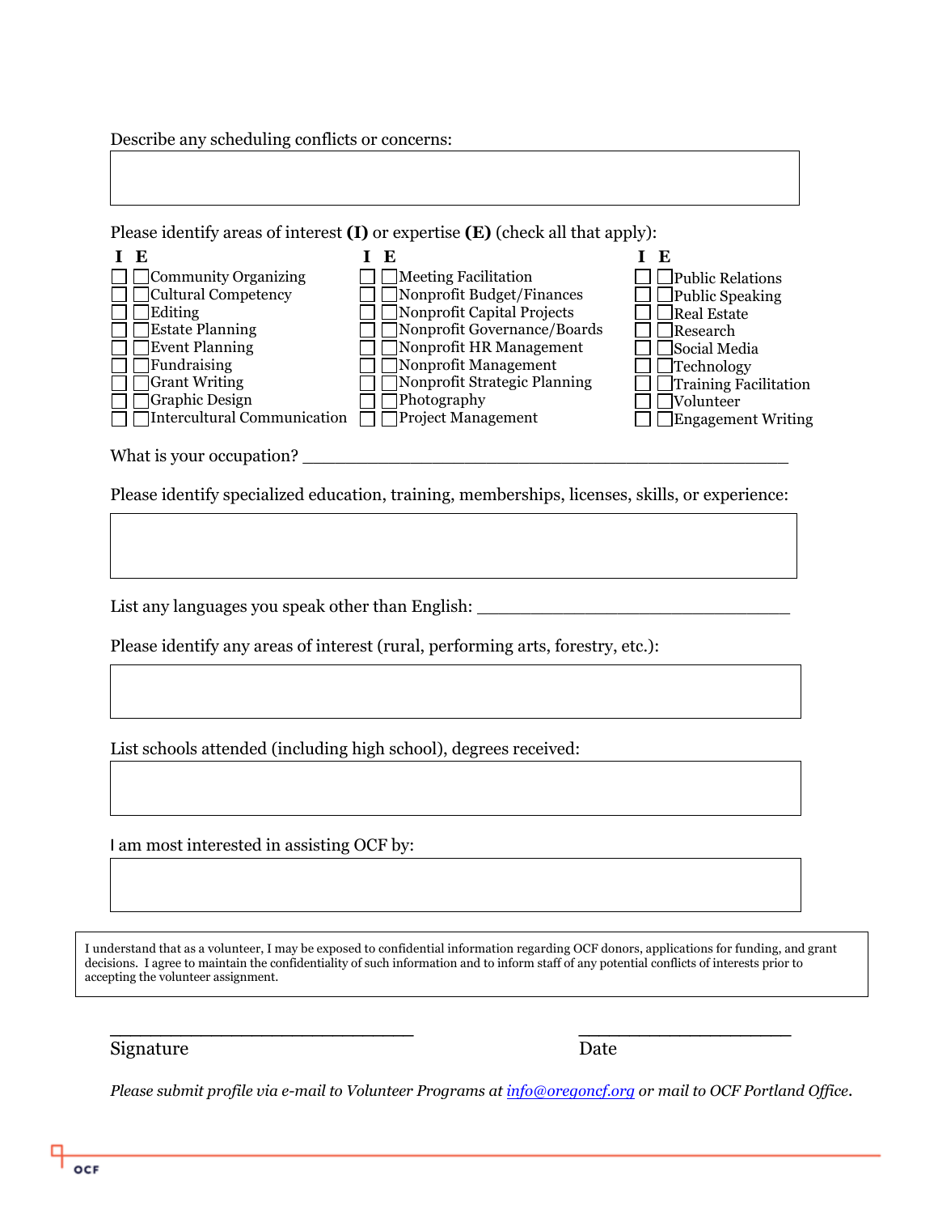Describe any scheduling conflicts or concerns:

| |
|---|
| |

Please identify areas of interest **(I)** or expertise **(E)** (check all that apply):

| I | E | | I | E | | I | E | |
|---|---|---|---|---|---|---|---|---|
| ☐ | ☐ | Community Organizing | ☐ | ☐ | Meeting Facilitation | ☐ | ☐ | Public Relations |
| ☐ | ☐ | Cultural Competency | ☐ | ☐ | Nonprofit Budget/Finances | ☐ | ☐ | Public Speaking |
| ☐ | ☐ | Editing | ☐ | ☐ | Nonprofit Capital Projects | ☐ | ☐ | Real Estate |
| ☐ | ☐ | Estate Planning | ☐ | ☐ | Nonprofit Governance/Boards | ☐ | ☐ | Research |
| ☐ | ☐ | Event Planning | ☐ | ☐ | Nonprofit HR Management | ☐ | ☐ | Social Media |
| ☐ | ☐ | Fundraising | ☐ | ☐ | Nonprofit Management | ☐ | ☐ | Technology |
| ☐ | ☐ | Grant Writing | ☐ | ☐ | Nonprofit Strategic Planning | ☐ | ☐ | Training Facilitation |
| ☐ | ☐ | Graphic Design | ☐ | ☐ | Photography | ☐ | ☐ | Volunteer |
| ☐ | ☐ | Intercultural Communication | ☐ | ☐ | Project Management | ☐ | ☐ | Engagement Writing |

What is your occupation? ______________________________________________

Please identify specialized education, training, memberships, licenses, skills, or experience:

| |
|---|
| |

List any languages you speak other than English: ______________________________

Please identify any areas of interest (rural, performing arts, forestry, etc.):

| |
|---|
| |

List schools attended (including high school), degrees received:

| |
|---|
| |

I am most interested in assisting OCF by:

| |
|---|
| |

I understand that as a volunteer, I may be exposed to confidential information regarding OCF donors, applications for funding, and grant decisions. I agree to maintain the confidentiality of such information and to inform staff of any potential conflicts of interests prior to accepting the volunteer assignment.

______________________________ Signature

______________________ Date

*Please submit profile via e-mail to Volunteer Programs at [info@oregoncf.org](mailto:info@oregoncf.org) or mail to OCF Portland Office.*